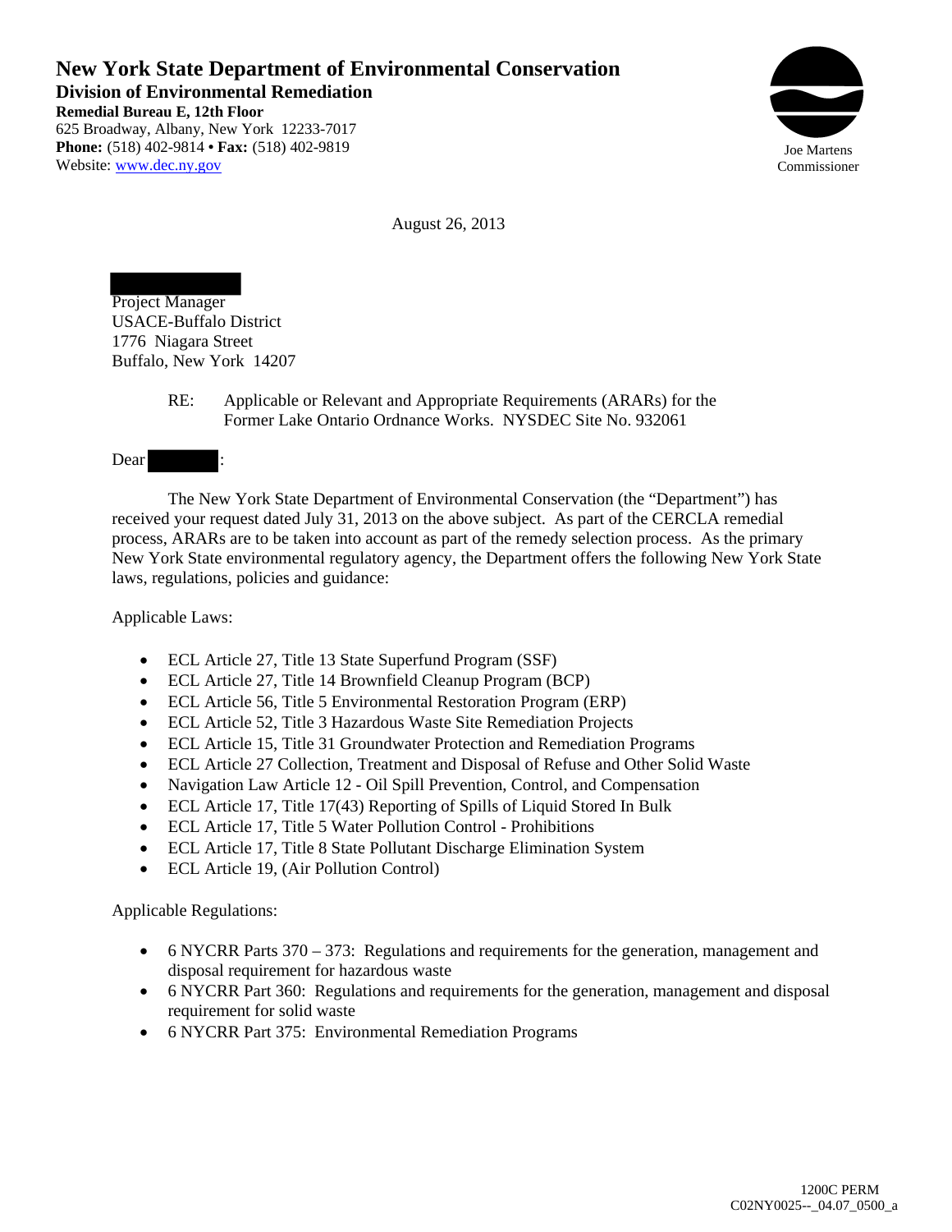# New York State Department of Environmental Conservation

## Division of Environmental Remediation

**Remedial Bureau E, 12th Floor**
625 Broadway, Albany, New York 12233-7017
**Phone:** (518) 402-9814 • **Fax:** (518) 402-9819
Website: www.dec.ny.gov

Joe Martens
Commissioner

August 26, 2013

Project Manager
USACE-Buffalo District
1776 Niagara Street
Buffalo, New York 14207

RE: Applicable or Relevant and Appropriate Requirements (ARARs) for the Former Lake Ontario Ordnance Works. NYSDEC Site No. 932061

Dear :

The New York State Department of Environmental Conservation (the "Department") has received your request dated July 31, 2013 on the above subject. As part of the CERCLA remedial process, ARARs are to be taken into account as part of the remedy selection process. As the primary New York State environmental regulatory agency, the Department offers the following New York State laws, regulations, policies and guidance:

Applicable Laws:

- ECL Article 27, Title 13 State Superfund Program (SSF)
- ECL Article 27, Title 14 Brownfield Cleanup Program (BCP)
- ECL Article 56, Title 5 Environmental Restoration Program (ERP)
- ECL Article 52, Title 3 Hazardous Waste Site Remediation Projects
- ECL Article 15, Title 31 Groundwater Protection and Remediation Programs
- ECL Article 27 Collection, Treatment and Disposal of Refuse and Other Solid Waste
- Navigation Law Article 12 - Oil Spill Prevention, Control, and Compensation
- ECL Article 17, Title 17(43) Reporting of Spills of Liquid Stored In Bulk
- ECL Article 17, Title 5 Water Pollution Control - Prohibitions
- ECL Article 17, Title 8 State Pollutant Discharge Elimination System
- ECL Article 19, (Air Pollution Control)

Applicable Regulations:

- 6 NYCRR Parts 370 – 373: Regulations and requirements for the generation, management and disposal requirement for hazardous waste
- 6 NYCRR Part 360: Regulations and requirements for the generation, management and disposal requirement for solid waste
- 6 NYCRR Part 375: Environmental Remediation Programs

1200C PERM
C02NY0025--_04.07_0500_a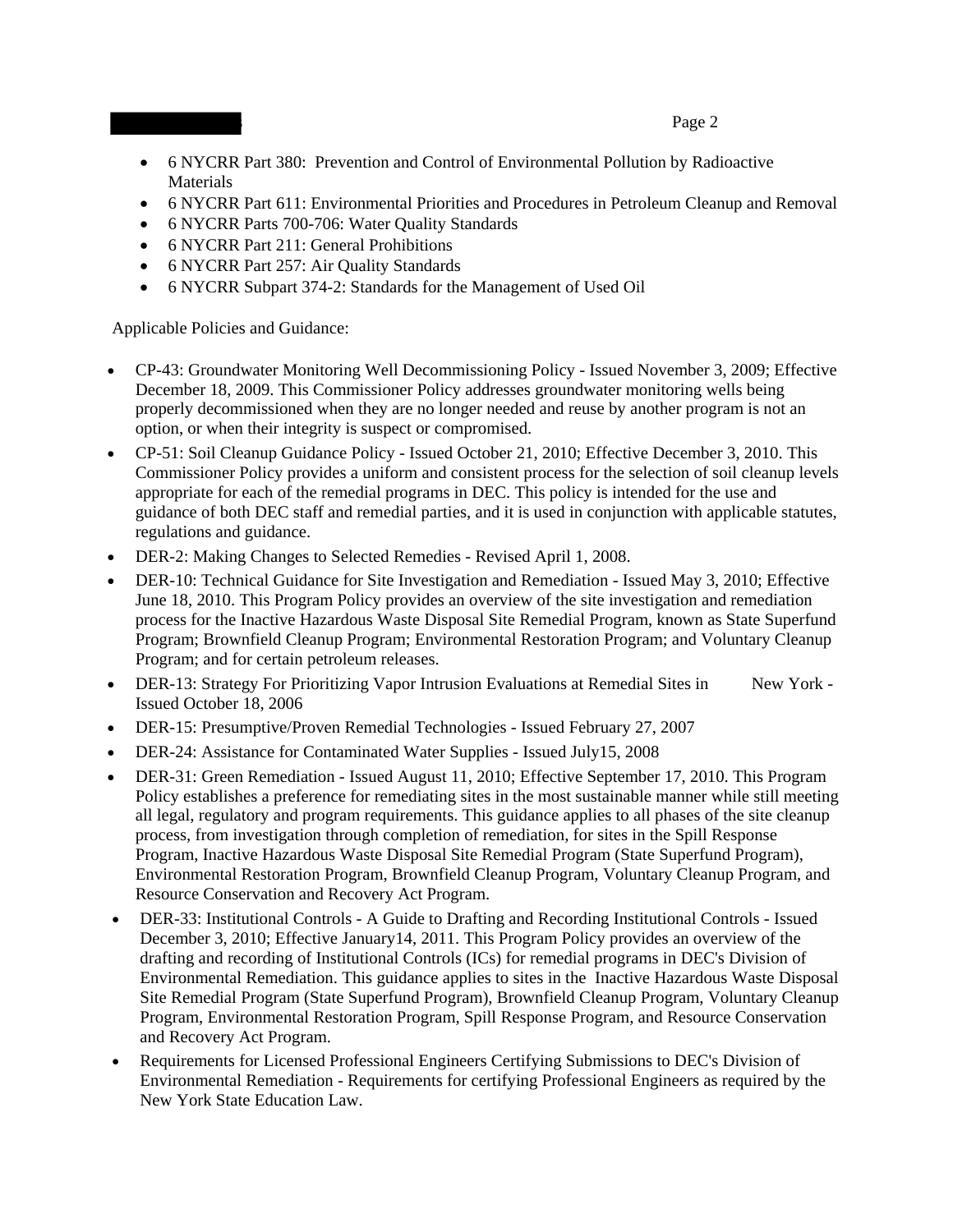- 6 NYCRR Part 380: Prevention and Control of Environmental Pollution by Radioactive Materials
- 6 NYCRR Part 611: Environmental Priorities and Procedures in Petroleum Cleanup and Removal
- 6 NYCRR Parts 700-706: Water Quality Standards
- 6 NYCRR Part 211: General Prohibitions
- 6 NYCRR Part 257: Air Quality Standards
- 6 NYCRR Subpart 374-2: Standards for the Management of Used Oil

Applicable Policies and Guidance:

- CP-43: Groundwater Monitoring Well Decommissioning Policy - Issued November 3, 2009; Effective December 18, 2009. This Commissioner Policy addresses groundwater monitoring wells being properly decommissioned when they are no longer needed and reuse by another program is not an option, or when their integrity is suspect or compromised.
- CP-51: Soil Cleanup Guidance Policy - Issued October 21, 2010; Effective December 3, 2010. This Commissioner Policy provides a uniform and consistent process for the selection of soil cleanup levels appropriate for each of the remedial programs in DEC. This policy is intended for the use and guidance of both DEC staff and remedial parties, and it is used in conjunction with applicable statutes, regulations and guidance.
- DER-2: Making Changes to Selected Remedies - Revised April 1, 2008.
- DER-10: Technical Guidance for Site Investigation and Remediation - Issued May 3, 2010; Effective June 18, 2010. This Program Policy provides an overview of the site investigation and remediation process for the Inactive Hazardous Waste Disposal Site Remedial Program, known as State Superfund Program; Brownfield Cleanup Program; Environmental Restoration Program; and Voluntary Cleanup Program; and for certain petroleum releases.
- DER-13: Strategy For Prioritizing Vapor Intrusion Evaluations at Remedial Sites in New York - Issued October 18, 2006
- DER-15: Presumptive/Proven Remedial Technologies - Issued February 27, 2007
- DER-24: Assistance for Contaminated Water Supplies - Issued July15, 2008
- DER-31: Green Remediation - Issued August 11, 2010; Effective September 17, 2010. This Program Policy establishes a preference for remediating sites in the most sustainable manner while still meeting all legal, regulatory and program requirements. This guidance applies to all phases of the site cleanup process, from investigation through completion of remediation, for sites in the Spill Response Program, Inactive Hazardous Waste Disposal Site Remedial Program (State Superfund Program), Environmental Restoration Program, Brownfield Cleanup Program, Voluntary Cleanup Program, and Resource Conservation and Recovery Act Program.
- DER-33: Institutional Controls - A Guide to Drafting and Recording Institutional Controls - Issued December 3, 2010; Effective January14, 2011. This Program Policy provides an overview of the drafting and recording of Institutional Controls (ICs) for remedial programs in DEC's Division of Environmental Remediation. This guidance applies to sites in the Inactive Hazardous Waste Disposal Site Remedial Program (State Superfund Program), Brownfield Cleanup Program, Voluntary Cleanup Program, Environmental Restoration Program, Spill Response Program, and Resource Conservation and Recovery Act Program.
- Requirements for Licensed Professional Engineers Certifying Submissions to DEC's Division of Environmental Remediation - Requirements for certifying Professional Engineers as required by the New York State Education Law.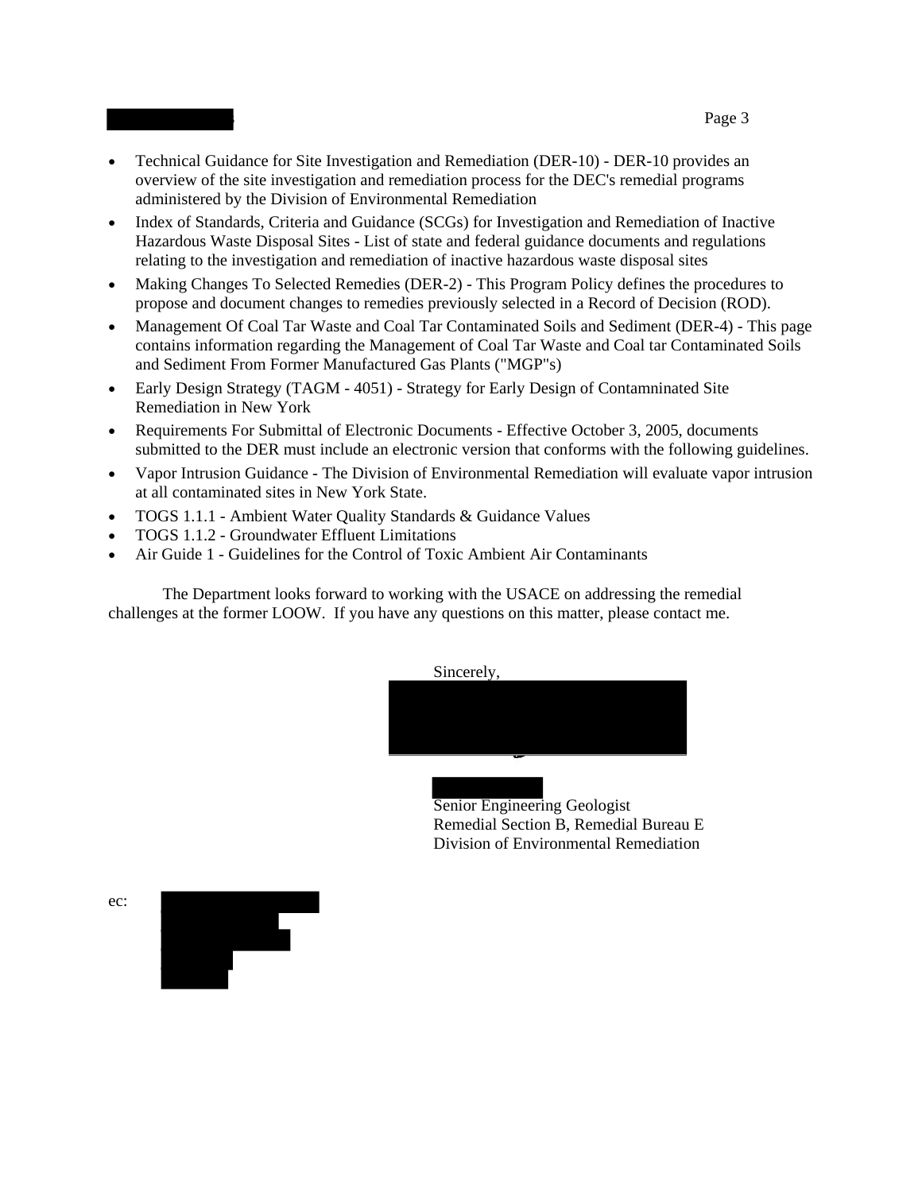- Technical Guidance for Site Investigation and Remediation (DER-10) - DER-10 provides an overview of the site investigation and remediation process for the DEC's remedial programs administered by the Division of Environmental Remediation
- Index of Standards, Criteria and Guidance (SCGs) for Investigation and Remediation of Inactive Hazardous Waste Disposal Sites - List of state and federal guidance documents and regulations relating to the investigation and remediation of inactive hazardous waste disposal sites
- Making Changes To Selected Remedies (DER-2) - This Program Policy defines the procedures to propose and document changes to remedies previously selected in a Record of Decision (ROD).
- Management Of Coal Tar Waste and Coal Tar Contaminated Soils and Sediment (DER-4) - This page contains information regarding the Management of Coal Tar Waste and Coal tar Contaminated Soils and Sediment From Former Manufactured Gas Plants ("MGP"s)
- Early Design Strategy (TAGM - 4051) - Strategy for Early Design of Contamninated Site Remediation in New York
- Requirements For Submittal of Electronic Documents - Effective October 3, 2005, documents submitted to the DER must include an electronic version that conforms with the following guidelines.
- Vapor Intrusion Guidance - The Division of Environmental Remediation will evaluate vapor intrusion at all contaminated sites in New York State.
- TOGS 1.1.1 - Ambient Water Quality Standards & Guidance Values
- TOGS 1.1.2 - Groundwater Effluent Limitations
- Air Guide 1 - Guidelines for the Control of Toxic Ambient Air Contaminants

The Department looks forward to working with the USACE on addressing the remedial challenges at the former LOOW. If you have any questions on this matter, please contact me.

Sincerely,

Senior Engineering Geologist
Remedial Section B, Remedial Bureau E
Division of Environmental Remediation

ec: